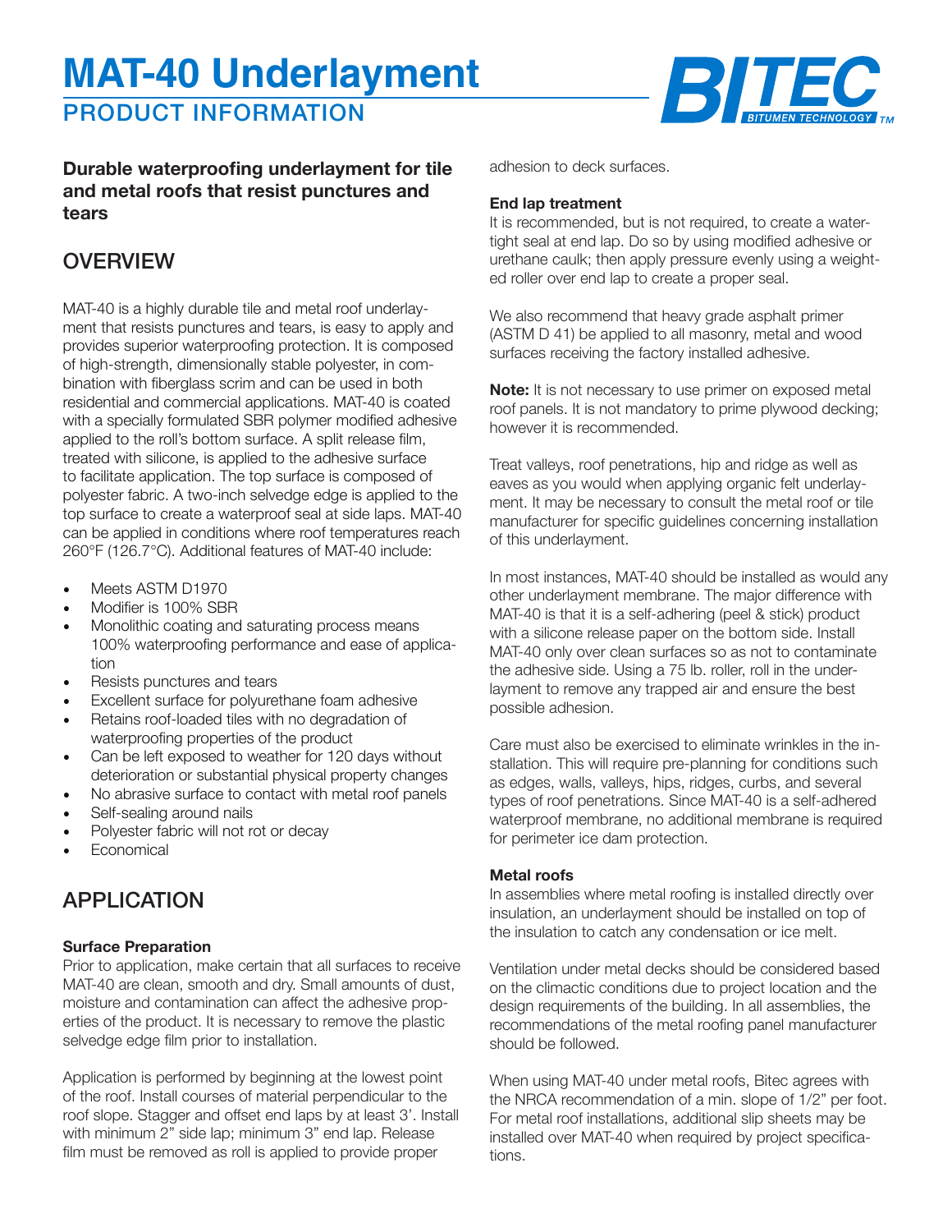# MAT-40 Underlayment

## PRODUCT INFORMATION

**Durable waterproofing underlayment for tile and metal roofs that resist punctures and tears**

## OVERVIEW

MAT-40 is a highly durable tile and metal roof underlayment that resists punctures and tears, is easy to apply and provides superior waterproofing protection. It is composed of high-strength, dimensionally stable polyester, in combination with fiberglass scrim and can be used in both residential and commercial applications. MAT-40 is coated with a specially formulated SBR polymer modified adhesive applied to the roll's bottom surface. A split release film, treated with silicone, is applied to the adhesive surface to facilitate application. The top surface is composed of polyester fabric. A two-inch selvedge edge is applied to the top surface to create a waterproof seal at side laps. MAT-40 can be applied in conditions where roof temperatures reach 260°F (126.7°C). Additional features of MAT-40 include:

- Meets ASTM D1970
- Modifier is 100% SBR
- Monolithic coating and saturating process means 100% waterproofing performance and ease of application
- Resists punctures and tears
- Excellent surface for polyurethane foam adhesive
- Retains roof-loaded tiles with no degradation of waterproofing properties of the product
- Can be left exposed to weather for 120 days without deterioration or substantial physical property changes
- No abrasive surface to contact with metal roof panels
- Self-sealing around nails
- Polyester fabric will not rot or decay
- Economical

## APPLICATION

### Surface Preparation

Prior to application, make certain that all surfaces to receive MAT-40 are clean, smooth and dry. Small amounts of dust, moisture and contamination can affect the adhesive properties of the product. It is necessary to remove the plastic selvedge edge film prior to installation.

Application is performed by beginning at the lowest point of the roof. Install courses of material perpendicular to the roof slope. Stagger and offset end laps by at least 3'. Install with minimum 2" side lap; minimum 3" end lap. Release film must be removed as roll is applied to provide proper adhesion to deck surfaces.

### End lap treatment

It is recommended, but is not required, to create a watertight seal at end lap. Do so by using modified adhesive or urethane caulk; then apply pressure evenly using a weighted roller over end lap to create a proper seal.

We also recommend that heavy grade asphalt primer (ASTM D 41) be applied to all masonry, metal and wood surfaces receiving the factory installed adhesive.

**Note:** It is not necessary to use primer on exposed metal roof panels. It is not mandatory to prime plywood decking; however it is recommended.

Treat valleys, roof penetrations, hip and ridge as well as eaves as you would when applying organic felt underlayment. It may be necessary to consult the metal roof or tile manufacturer for specific guidelines concerning installation of this underlayment.

In most instances, MAT-40 should be installed as would any other underlayment membrane. The major difference with MAT-40 is that it is a self-adhering (peel & stick) product with a silicone release paper on the bottom side. Install MAT-40 only over clean surfaces so as not to contaminate the adhesive side. Using a 75 lb. roller, roll in the underlayment to remove any trapped air and ensure the best possible adhesion.

Care must also be exercised to eliminate wrinkles in the installation. This will require pre-planning for conditions such as edges, walls, valleys, hips, ridges, curbs, and several types of roof penetrations. Since MAT-40 is a self-adhered waterproof membrane, no additional membrane is required for perimeter ice dam protection.

### Metal roofs

In assemblies where metal roofing is installed directly over insulation, an underlayment should be installed on top of the insulation to catch any condensation or ice melt.

Ventilation under metal decks should be considered based on the climactic conditions due to project location and the design requirements of the building. In all assemblies, the recommendations of the metal roofing panel manufacturer should be followed.

When using MAT-40 under metal roofs, Bitec agrees with the NRCA recommendation of a min. slope of 1/2" per foot. For metal roof installations, additional slip sheets may be installed over MAT-40 when required by project specifications.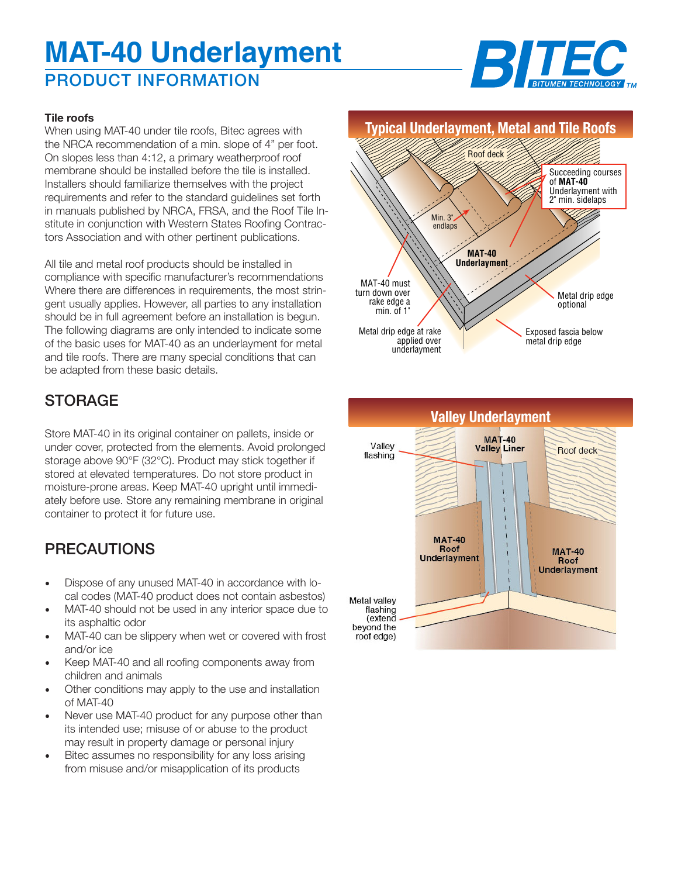# MAT-40 Underlayment

## PRODUCT INFORMATION

**Tile roofs**

When using MAT-40 under tile roofs, Bitec agrees with the NRCA recommendation of a min. slope of 4" per foot. On slopes less than 4:12, a primary weatherproof roof membrane should be installed before the tile is installed. Installers should familiarize themselves with the project requirements and refer to the standard guidelines set forth in manuals published by NRCA, FRSA, and the Roof Tile Institute in conjunction with Western States Roofing Contractors Association and with other pertinent publications.

All tile and metal roof products should be installed in compliance with specific manufacturer's recommendations Where there are differences in requirements, the most stringent usually applies. However, all parties to any installation should be in full agreement before an installation is begun. The following diagrams are only intended to indicate some of the basic uses for MAT-40 as an underlayment for metal and tile roofs. There are many special conditions that can be adapted from these basic details.

## STORAGE

Store MAT-40 in its original container on pallets, inside or under cover, protected from the elements. Avoid prolonged storage above 90°F (32°C). Product may stick together if stored at elevated temperatures. Do not store product in moisture-prone areas. Keep MAT-40 upright until immediately before use. Store any remaining membrane in original container to protect it for future use.

## PRECAUTIONS

- Dispose of any unused MAT-40 in accordance with local codes (MAT-40 product does not contain asbestos)
- MAT-40 should not be used in any interior space due to its asphaltic odor
- MAT-40 can be slippery when wet or covered with frost and/or ice
- Keep MAT-40 and all roofing components away from children and animals
- Other conditions may apply to the use and installation of MAT-40
- Never use MAT-40 product for any purpose other than its intended use; misuse of or abuse to the product may result in property damage or personal injury
- Bitec assumes no responsibility for any loss arising from misuse and/or misapplication of its products

**Typical Underlayment, Metal and Tile Roofs**

Roof deck; Succeeding courses of **MAT-40** Underlayment with 2" min. sidelaps; Min. 3" endlaps; **MAT-40 Underlayment**; MAT-40 must turn down over rake edge a min. of 1"; Metal drip edge optional; Metal drip edge at rake applied over underlayment; Exposed fascia below metal drip edge

**Valley Underlayment**

Valley flashing; **MAT-40 Valley Liner**; Roof deck; **MAT-40 Roof Underlayment**; **MAT-40 Roof Underlayment**; Metal valley flashing (extend beyond the roof edge)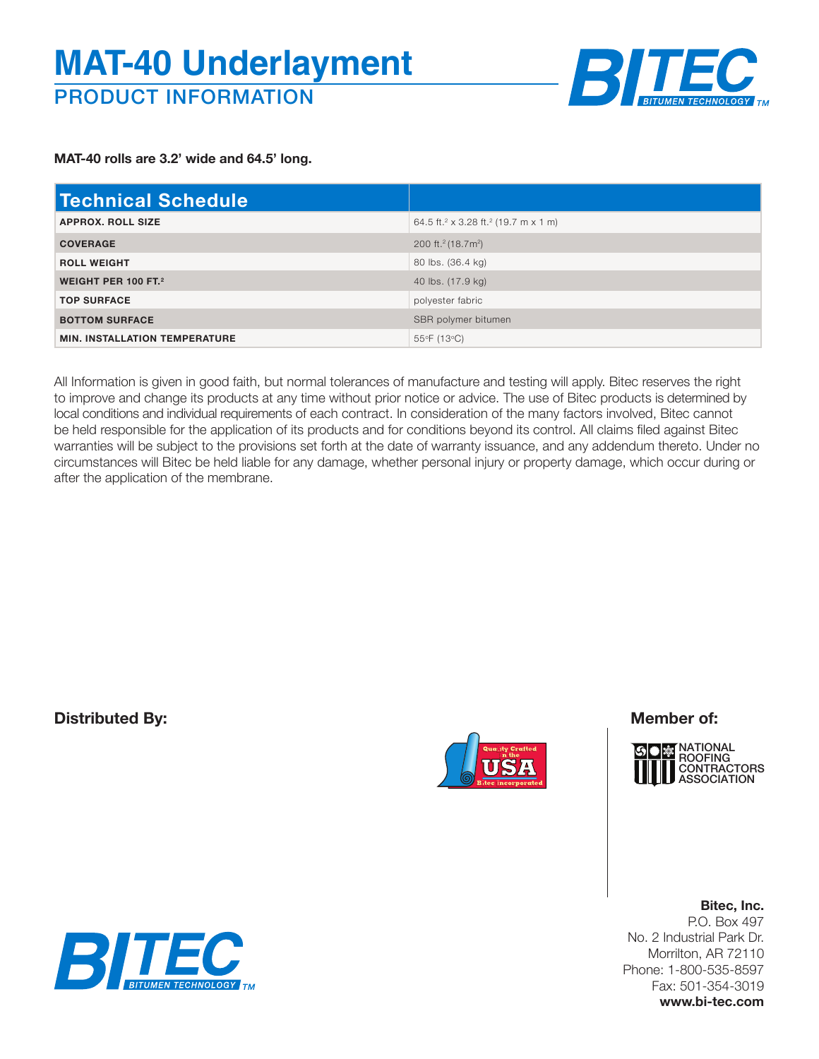# MAT-40 Underlayment

## PRODUCT INFORMATION

**MAT-40 rolls are 3.2' wide and 64.5' long.**

| Technical Schedule | |
|---|---|
| APPROX. ROLL SIZE | 64.5 ft.$^2$ x 3.28 ft.$^2$ (19.7 m x 1 m) |
| COVERAGE | 200 ft.$^2$ (18.7m$^2$) |
| ROLL WEIGHT | 80 lbs. (36.4 kg) |
| WEIGHT PER 100 FT.$^2$ | 40 lbs. (17.9 kg) |
| TOP SURFACE | polyester fabric |
| BOTTOM SURFACE | SBR polymer bitumen |
| MIN. INSTALLATION TEMPERATURE | 55°F (13°C) |

All Information is given in good faith, but normal tolerances of manufacture and testing will apply. Bitec reserves the right to improve and change its products at any time without prior notice or advice. The use of Bitec products is determined by local conditions and individual requirements of each contract. In consideration of the many factors involved, Bitec cannot be held responsible for the application of its products and for conditions beyond its control. All claims filed against Bitec warranties will be subject to the provisions set forth at the date of warranty issuance, and any addendum thereto. Under no circumstances will Bitec be held liable for any damage, whether personal injury or property damage, which occur during or after the application of the membrane.

**Distributed By:**

**Member of:**

NATIONAL ROOFING CONTRACTORS ASSOCIATION

**Bitec, Inc.**
P.O. Box 497
No. 2 Industrial Park Dr.
Morrilton, AR 72110
Phone: 1-800-535-8597
Fax: 501-354-3019
**www.bi-tec.com**